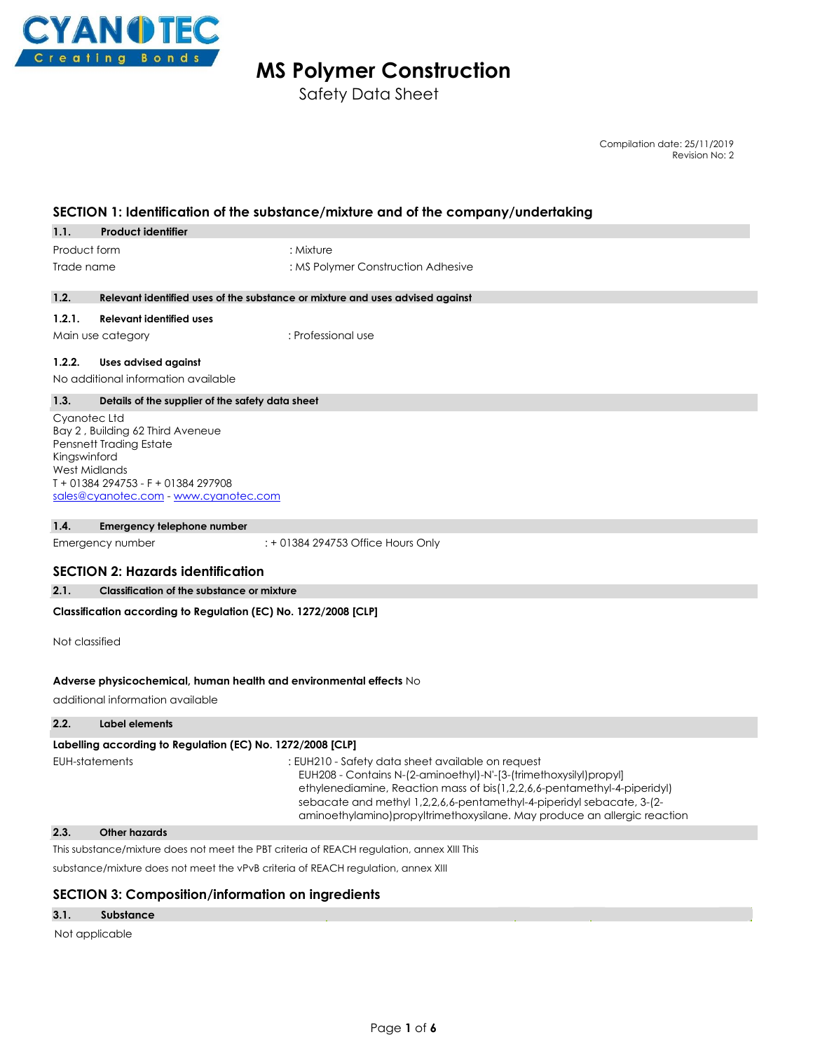# MS Polymer Construction

Safety Data Sheet

Compilation date: 25/11/2019
Revision No: 2

## SECTION 1: Identification of the substance/mixture and of the company/undertaking

### 1.1. Product identifier

| | |
|---|---|
| Product form | : Mixture |
| Trade name | : MS Polymer Construction Adhesive |

### 1.2. Relevant identified uses of the substance or mixture and uses advised against

#### 1.2.1. Relevant identified uses

| | |
|---|---|
| Main use category | : Professional use |

#### 1.2.2. Uses advised against

No additional information available

### 1.3. Details of the supplier of the safety data sheet

Cyanotec Ltd
Bay 2 , Building 62 Third Aveneue
Pensnett Trading Estate
Kingswinford
West Midlands
T + 01384 294753 - F + 01384 297908
sales@cyanotec.com - www.cyanotec.com

### 1.4. Emergency telephone number

| | |
|---|---|
| Emergency number | : + 01384 294753 Office Hours Only |

## SECTION 2: Hazards identification

### 2.1. Classification of the substance or mixture

**Classification according to Regulation (EC) No. 1272/2008 [CLP]**

Not classified

**Adverse physicochemical, human health and environmental effects** No additional information available

### 2.2. Label elements

**Labelling according to Regulation (EC) No. 1272/2008 [CLP]**

| | |
|---|---|
| EUH-statements | : EUH210 - Safety data sheet available on request<br>EUH208 - Contains N-(2-aminoethyl)-N'-[3-(trimethoxysilyl)propyl] ethylenediamine, Reaction mass of bis(1,2,2,6,6-pentamethyl-4-piperidyl) sebacate and methyl 1,2,2,6,6-pentamethyl-4-piperidyl sebacate, 3-(2-aminoethylamino)propyltrimethoxysilane. May produce an allergic reaction |

### 2.3. Other hazards

This substance/mixture does not meet the PBT criteria of REACH regulation, annex XIII This substance/mixture does not meet the vPvB criteria of REACH regulation, annex XIII

## SECTION 3: Composition/information on ingredients

### 3.1. Substance

Not applicable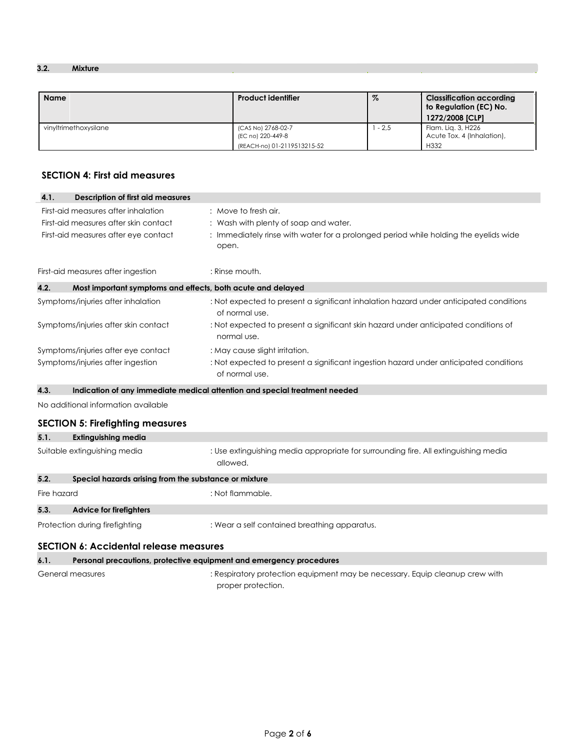### 3.2. Mixture

| Name | Product identifier | % | Classification according to Regulation (EC) No. 1272/2008 [CLP] |
|---|---|---|---|
| vinyltrimethoxysilane | (CAS No) 2768-02-7<br>(EC no) 220-449-8<br>(REACH-no) 01-2119513215-52 | 1 - 2,5 | Flam. Liq. 3, H226<br>Acute Tox. 4 (Inhalation), H332 |

## SECTION 4: First aid measures

### 4.1. Description of first aid measures

First-aid measures after inhalation : Move to fresh air.

First-aid measures after skin contact : Wash with plenty of soap and water.

First-aid measures after eye contact : Immediately rinse with water for a prolonged period while holding the eyelids wide open.

First-aid measures after ingestion : Rinse mouth.

### 4.2. Most important symptoms and effects, both acute and delayed

Symptoms/injuries after inhalation : Not expected to present a significant inhalation hazard under anticipated conditions of normal use.

Symptoms/injuries after skin contact : Not expected to present a significant skin hazard under anticipated conditions of normal use.

Symptoms/injuries after eye contact : May cause slight irritation.

Symptoms/injuries after ingestion : Not expected to present a significant ingestion hazard under anticipated conditions of normal use.

### 4.3. Indication of any immediate medical attention and special treatment needed

No additional information available

## SECTION 5: Firefighting measures

### 5.1. Extinguishing media

Suitable extinguishing media : Use extinguishing media appropriate for surrounding fire. All extinguishing media allowed.

### 5.2. Special hazards arising from the substance or mixture

Fire hazard : Not flammable.

### 5.3. Advice for firefighters

Protection during firefighting : Wear a self contained breathing apparatus.

## SECTION 6: Accidental release measures

### 6.1. Personal precautions, protective equipment and emergency procedures

General measures : Respiratory protection equipment may be necessary. Equip cleanup crew with proper protection.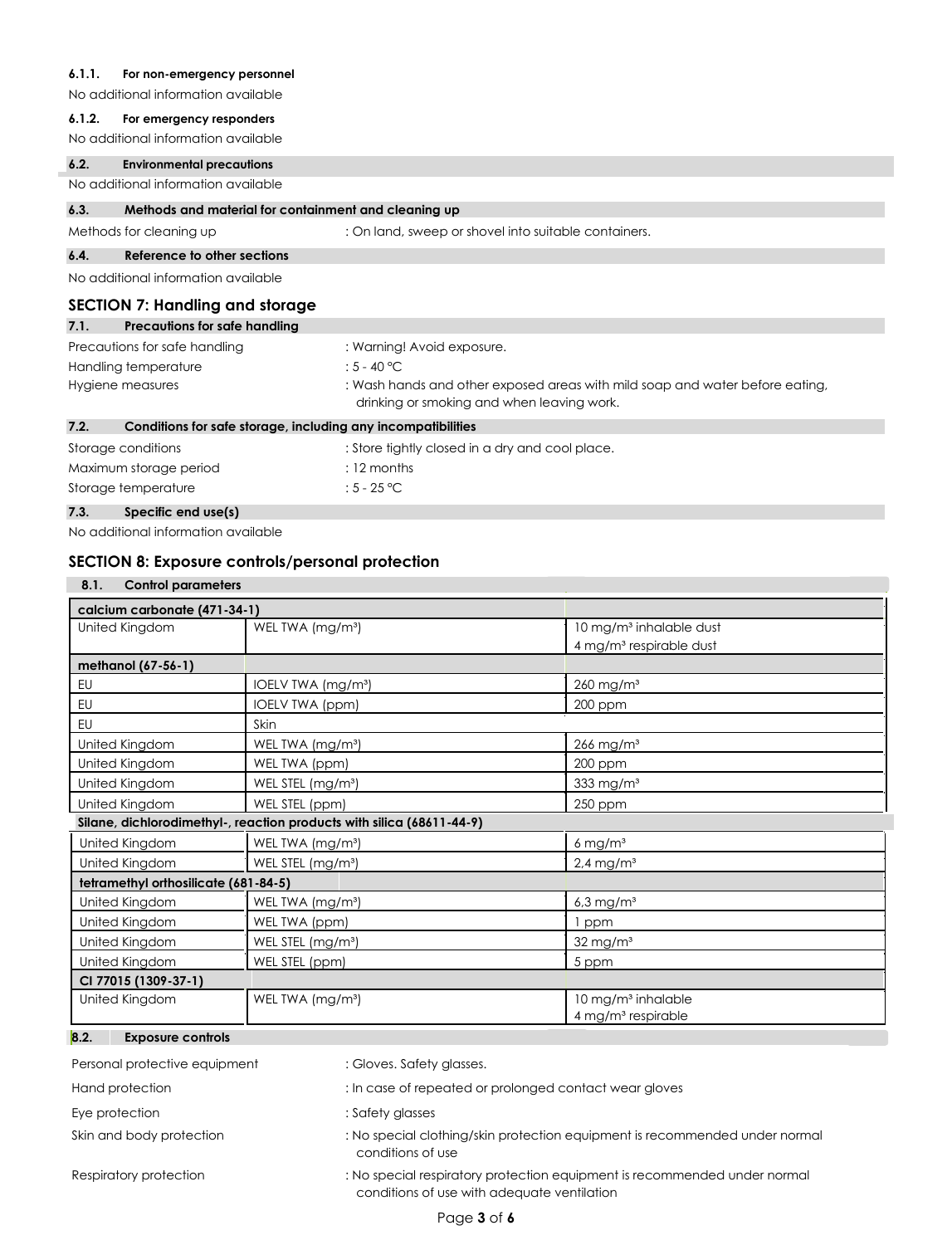#### 6.1.1. For non-emergency personnel

No additional information available

#### 6.1.2. For emergency responders

No additional information available

### 6.2. Environmental precautions

No additional information available

### 6.3. Methods and material for containment and cleaning up

Methods for cleaning up : On land, sweep or shovel into suitable containers.

### 6.4. Reference to other sections

No additional information available

## SECTION 7: Handling and storage

### 7.1. Precautions for safe handling

Precautions for safe handling : Warning! Avoid exposure.

Handling temperature : 5 - 40 °C

Hygiene measures : Wash hands and other exposed areas with mild soap and water before eating, drinking or smoking and when leaving work.

### 7.2. Conditions for safe storage, including any incompatibilities

Storage conditions : Store tightly closed in a dry and cool place.

Maximum storage period : 12 months

Storage temperature : 5 - 25 °C

### 7.3. Specific end use(s)

No additional information available

## SECTION 8: Exposure controls/personal protection

### 8.1. Control parameters

| **calcium carbonate (471-34-1)** | | |
|---|---|---|
| United Kingdom | WEL TWA (mg/m³) | 10 mg/m³ inhalable dust<br>4 mg/m³ respirable dust |
| **methanol (67-56-1)** | | |
| EU | IOELV TWA (mg/m³) | 260 mg/m³ |
| EU | IOELV TWA (ppm) | 200 ppm |
| EU | Skin | |
| United Kingdom | WEL TWA (mg/m³) | 266 mg/m³ |
| United Kingdom | WEL TWA (ppm) | 200 ppm |
| United Kingdom | WEL STEL (mg/m³) | 333 mg/m³ |
| United Kingdom | WEL STEL (ppm) | 250 ppm |
| **Silane, dichlorodimethyl-, reaction products with silica (68611-44-9)** | | |
| United Kingdom | WEL TWA (mg/m³) | 6 mg/m³ |
| United Kingdom | WEL STEL (mg/m³) | 2,4 mg/m³ |
| **tetramethyl orthosilicate (681-84-5)** | | |
| United Kingdom | WEL TWA (mg/m³) | 6,3 mg/m³ |
| United Kingdom | WEL TWA (ppm) | 1 ppm |
| United Kingdom | WEL STEL (mg/m³) | 32 mg/m³ |
| United Kingdom | WEL STEL (ppm) | 5 ppm |
| **CI 77015 (1309-37-1)** | | |
| United Kingdom | WEL TWA (mg/m³) | 10 mg/m³ inhalable<br>4 mg/m³ respirable |

### 8.2. Exposure controls

Personal protective equipment : Gloves. Safety glasses.

Hand protection : In case of repeated or prolonged contact wear gloves

Eye protection : Safety glasses

Skin and body protection : No special clothing/skin protection equipment is recommended under normal conditions of use

Respiratory protection : No special respiratory protection equipment is recommended under normal conditions of use with adequate ventilation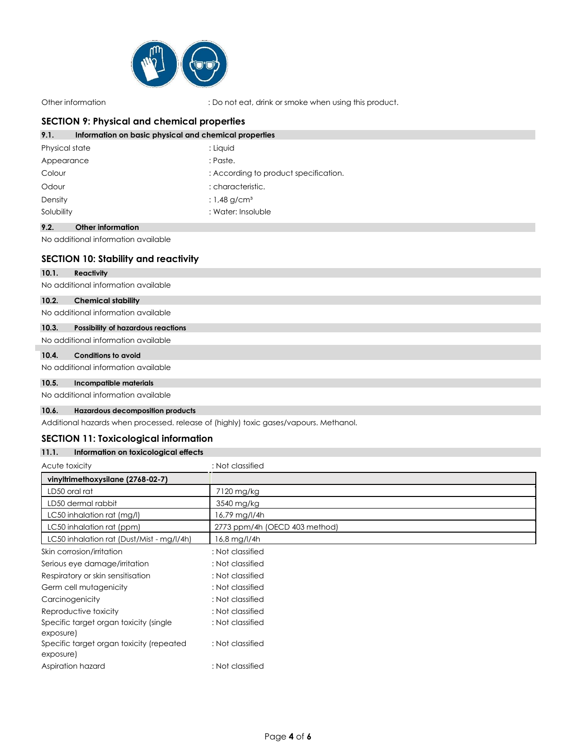Other information : Do not eat, drink or smoke when using this product.

## SECTION 9: Physical and chemical properties

### 9.1. Information on basic physical and chemical properties

Physical state : Liquid

Appearance : Paste.

Colour : According to product specification.

Odour : characteristic.

Density : 1,48 g/cm³

Solubility : Water: Insoluble

### 9.2. Other information

No additional information available

## SECTION 10: Stability and reactivity

### 10.1. Reactivity

No additional information available

### 10.2. Chemical stability

No additional information available

### 10.3. Possibility of hazardous reactions

No additional information available

### 10.4. Conditions to avoid

No additional information available

### 10.5. Incompatible materials

No additional information available

### 10.6. Hazardous decomposition products

Additional hazards when processed. release of (highly) toxic gases/vapours. Methanol.

## SECTION 11: Toxicological information

### 11.1. Information on toxicological effects

Acute toxicity : Not classified

| vinyltrimethoxysilane (2768-02-7) | |
|---|---|
| LD50 oral rat | 7120 mg/kg |
| LD50 dermal rabbit | 3540 mg/kg |
| LC50 inhalation rat (mg/l) | 16,79 mg/l/4h |
| LC50 inhalation rat (ppm) | 2773 ppm/4h (OECD 403 method) |
| LC50 inhalation rat (Dust/Mist - mg/l/4h) | 16,8 mg/l/4h |

Skin corrosion/irritation : Not classified

Serious eye damage/irritation : Not classified

Respiratory or skin sensitisation : Not classified

Germ cell mutagenicity : Not classified

Carcinogenicity : Not classified

Reproductive toxicity : Not classified

Specific target organ toxicity (single exposure) : Not classified

Specific target organ toxicity (repeated exposure) : Not classified

Aspiration hazard : Not classified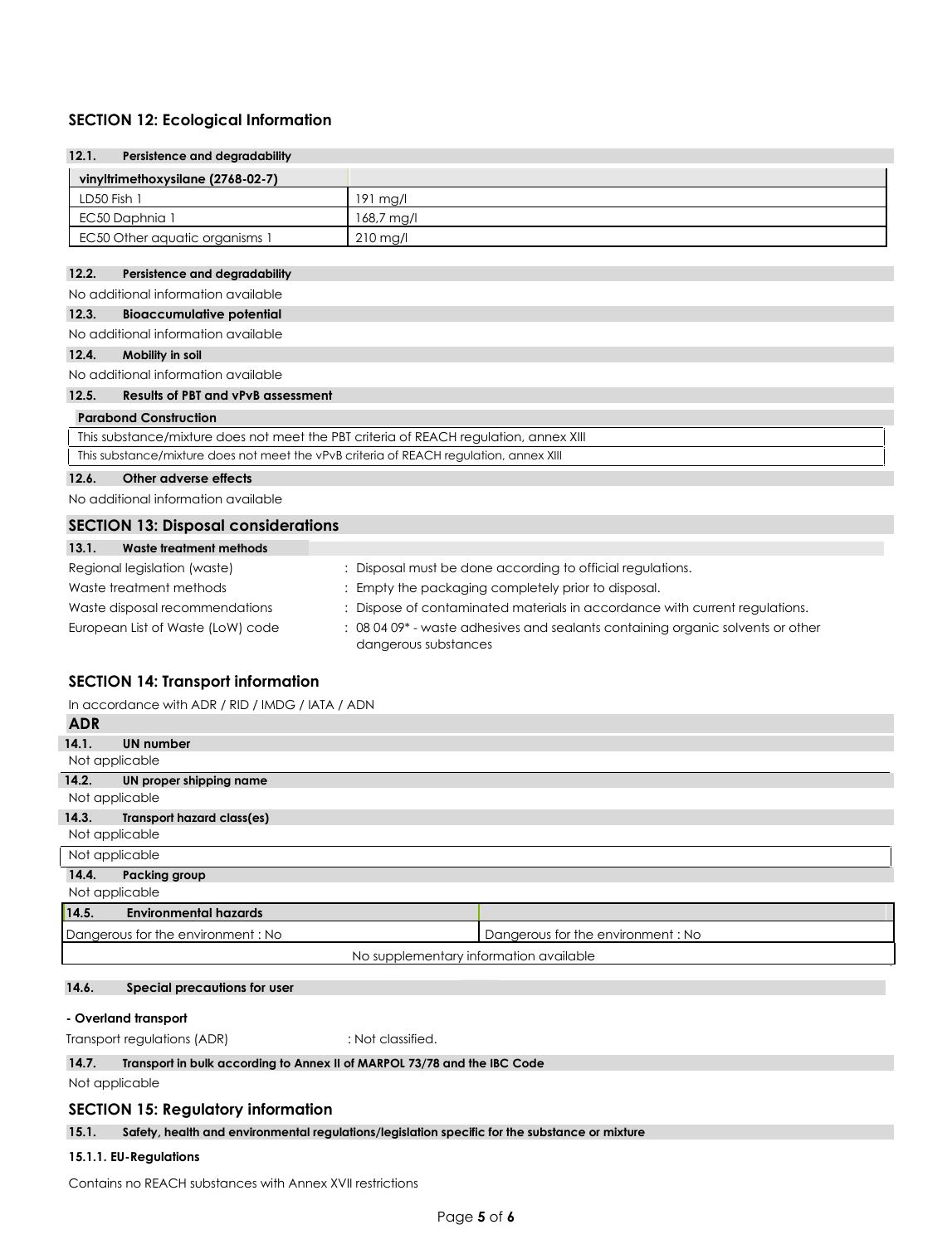## SECTION 12: Ecological Information

### 12.1. Persistence and degradability

| vinyltrimethoxysilane (2768-02-7) | |
|---|---|
| LD50 Fish 1 | 191 mg/l |
| EC50 Daphnia 1 | 168,7 mg/l |
| EC50 Other aquatic organisms 1 | 210 mg/l |

### 12.2. Persistence and degradability

No additional information available

### 12.3. Bioaccumulative potential

No additional information available

### 12.4. Mobility in soil

No additional information available

### 12.5. Results of PBT and vPvB assessment

| Parabond Construction |
|---|
| This substance/mixture does not meet the PBT criteria of REACH regulation, annex XIII |
| This substance/mixture does not meet the vPvB criteria of REACH regulation, annex XIII |

### 12.6. Other adverse effects

No additional information available

## SECTION 13: Disposal considerations

### 13.1. Waste treatment methods

Regional legislation (waste) : Disposal must be done according to official regulations.

Waste treatment methods : Empty the packaging completely prior to disposal.

Waste disposal recommendations : Dispose of contaminated materials in accordance with current regulations.

European List of Waste (LoW) code : 08 04 09* - waste adhesives and sealants containing organic solvents or other dangerous substances

## SECTION 14: Transport information

In accordance with ADR / RID / IMDG / IATA / ADN

**ADR**

### 14.1. UN number

Not applicable

### 14.2. UN proper shipping name

Not applicable

### 14.3. Transport hazard class(es)

Not applicable

Not applicable

### 14.4. Packing group

Not applicable

### 14.5. Environmental hazards

| | |
|---|---|
| Dangerous for the environment : No | Dangerous for the environment : No |
| No supplementary information available | |

### 14.6. Special precautions for user

**- Overland transport**

Transport regulations (ADR) : Not classified.

### 14.7. Transport in bulk according to Annex II of MARPOL 73/78 and the IBC Code

Not applicable

## SECTION 15: Regulatory information

### 15.1. Safety, health and environmental regulations/legislation specific for the substance or mixture

#### 15.1.1. EU-Regulations

Contains no REACH substances with Annex XVII restrictions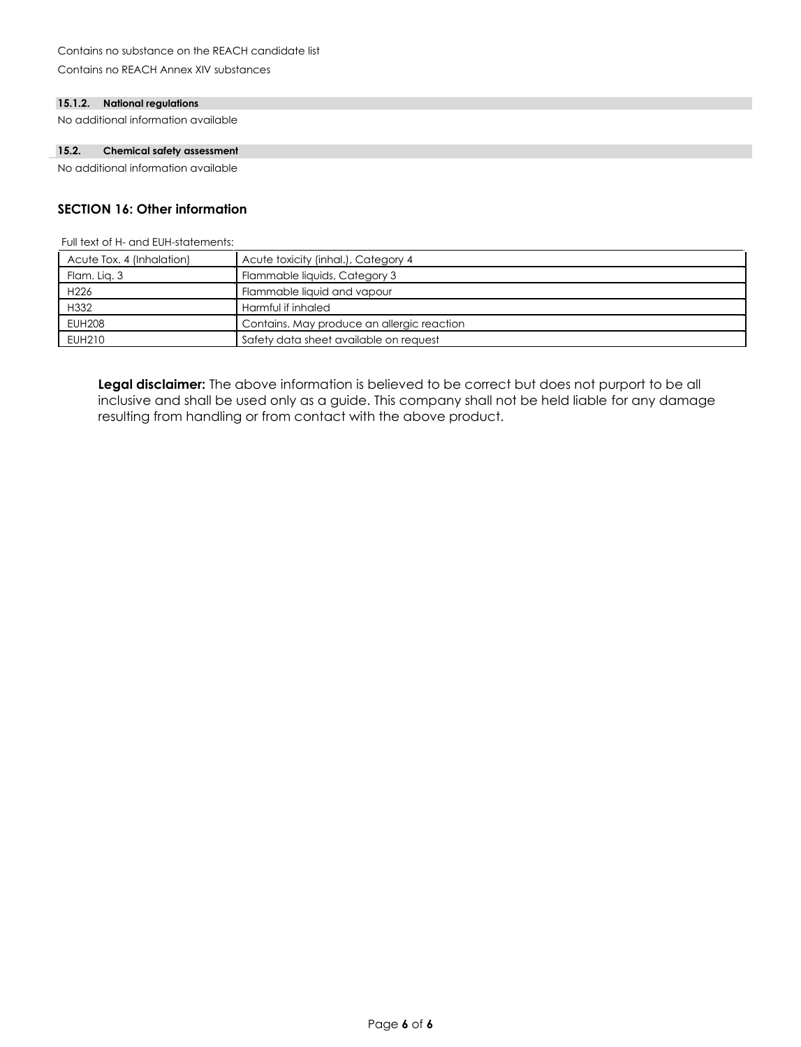Contains no substance on the REACH candidate list

Contains no REACH Annex XIV substances

#### 15.1.2. National regulations

No additional information available

### 15.2. Chemical safety assessment

No additional information available

## SECTION 16: Other information

Full text of H- and EUH-statements:

| | |
|---|---|
| Acute Tox. 4 (Inhalation) | Acute toxicity (inhal.), Category 4 |
| Flam. Liq. 3 | Flammable liquids, Category 3 |
| H226 | Flammable liquid and vapour |
| H332 | Harmful if inhaled |
| EUH208 | Contains. May produce an allergic reaction |
| EUH210 | Safety data sheet available on request |

**Legal disclaimer:** The above information is believed to be correct but does not purport to be all inclusive and shall be used only as a guide. This company shall not be held liable for any damage resulting from handling or from contact with the above product.